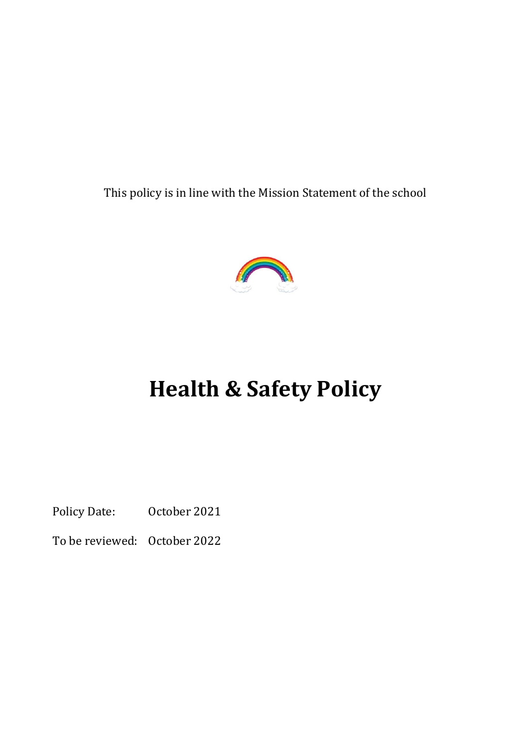This policy is in line with the Mission Statement of the school

# Health & Safety Policy

Policy Date: October 2021

To be reviewed: October 2022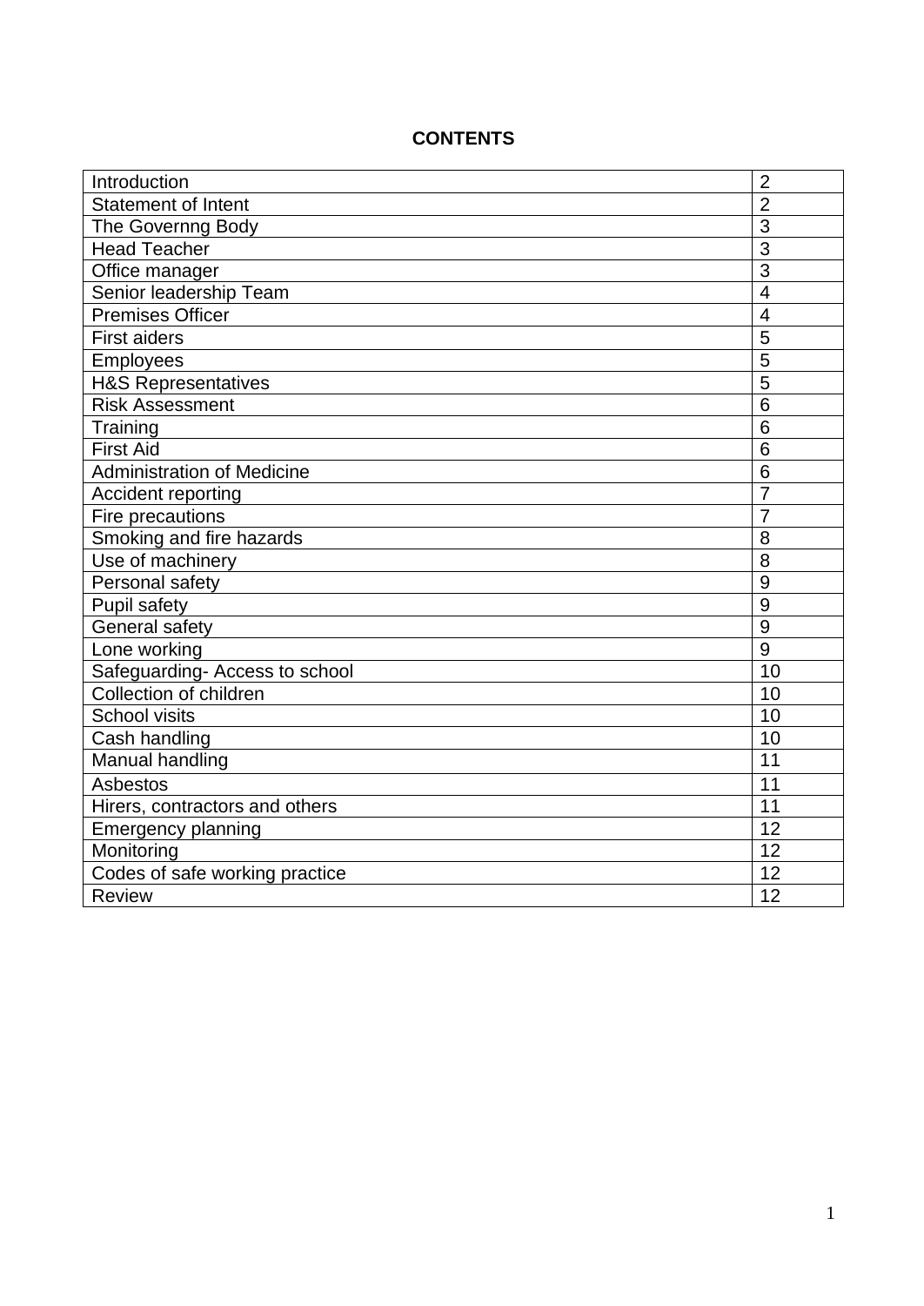**CONTENTS**

| | |
|---|---|
| Introduction | 2 |
| Statement of Intent | 2 |
| The Governng Body | 3 |
| Head Teacher | 3 |
| Office manager | 3 |
| Senior leadership Team | 4 |
| Premises Officer | 4 |
| First aiders | 5 |
| Employees | 5 |
| H&S Representatives | 5 |
| Risk Assessment | 6 |
| Training | 6 |
| First Aid | 6 |
| Administration of Medicine | 6 |
| Accident reporting | 7 |
| Fire precautions | 7 |
| Smoking and fire hazards | 8 |
| Use of machinery | 8 |
| Personal safety | 9 |
| Pupil safety | 9 |
| General safety | 9 |
| Lone working | 9 |
| Safeguarding- Access to school | 10 |
| Collection of children | 10 |
| School visits | 10 |
| Cash handling | 10 |
| Manual handling | 11 |
| Asbestos | 11 |
| Hirers, contractors and others | 11 |
| Emergency planning | 12 |
| Monitoring | 12 |
| Codes of safe working practice | 12 |
| Review | 12 |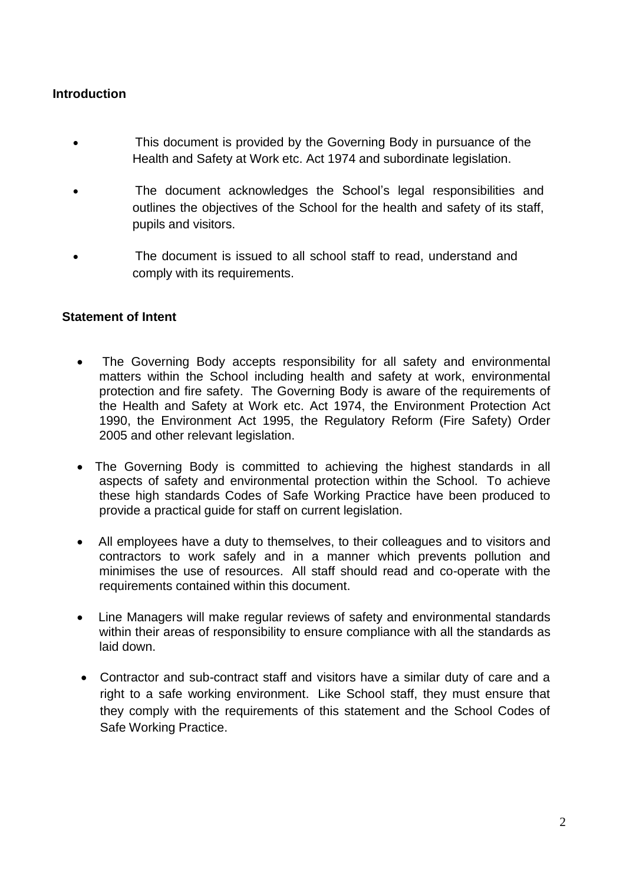## Introduction

- This document is provided by the Governing Body in pursuance of the Health and Safety at Work etc. Act 1974 and subordinate legislation.
- The document acknowledges the School's legal responsibilities and outlines the objectives of the School for the health and safety of its staff, pupils and visitors.
- The document is issued to all school staff to read, understand and comply with its requirements.

## Statement of Intent

- The Governing Body accepts responsibility for all safety and environmental matters within the School including health and safety at work, environmental protection and fire safety. The Governing Body is aware of the requirements of the Health and Safety at Work etc. Act 1974, the Environment Protection Act 1990, the Environment Act 1995, the Regulatory Reform (Fire Safety) Order 2005 and other relevant legislation.
- The Governing Body is committed to achieving the highest standards in all aspects of safety and environmental protection within the School. To achieve these high standards Codes of Safe Working Practice have been produced to provide a practical guide for staff on current legislation.
- All employees have a duty to themselves, to their colleagues and to visitors and contractors to work safely and in a manner which prevents pollution and minimises the use of resources. All staff should read and co-operate with the requirements contained within this document.
- Line Managers will make regular reviews of safety and environmental standards within their areas of responsibility to ensure compliance with all the standards as laid down.
- Contractor and sub-contract staff and visitors have a similar duty of care and a right to a safe working environment. Like School staff, they must ensure that they comply with the requirements of this statement and the School Codes of Safe Working Practice.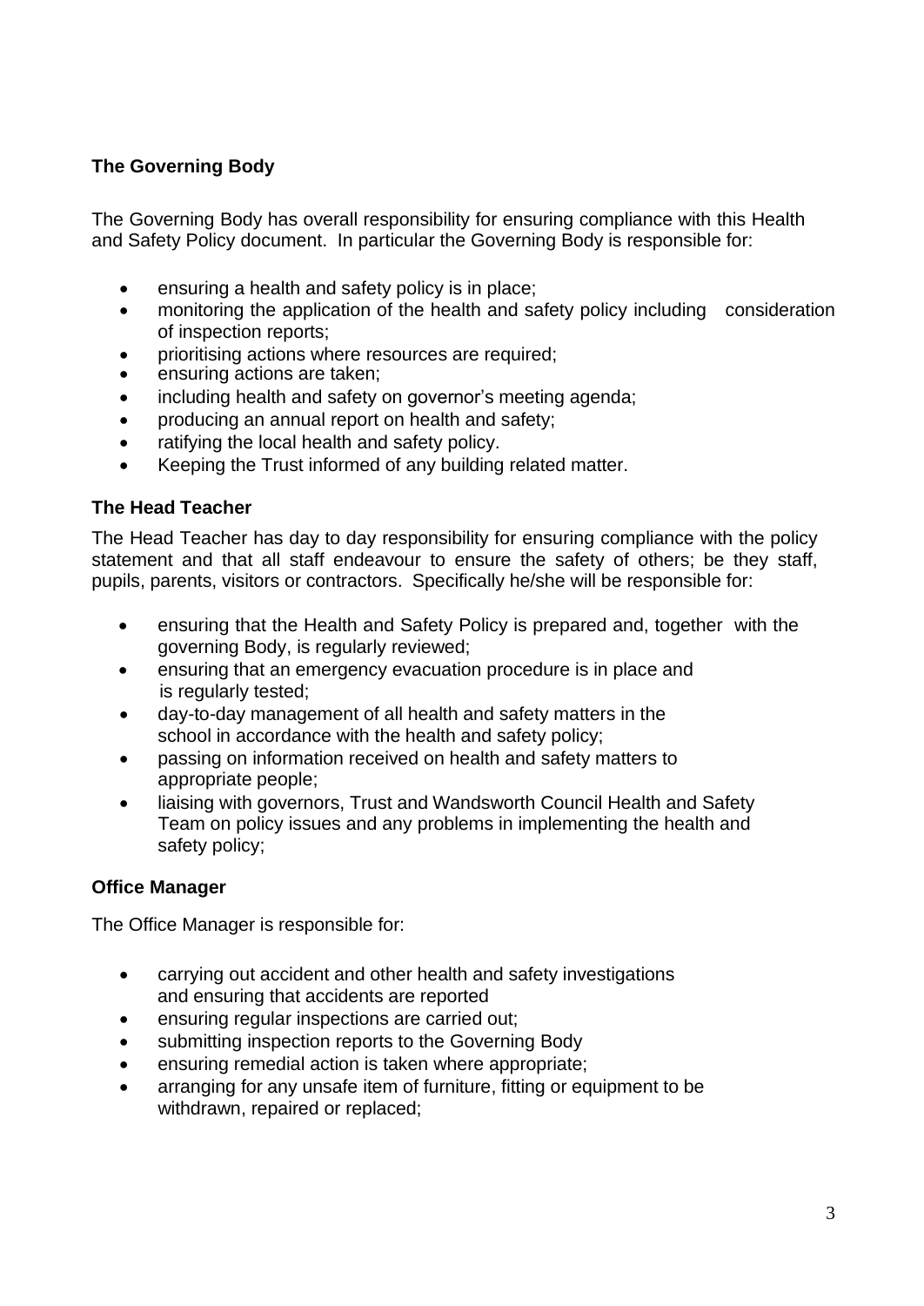**The Governing Body**

The Governing Body has overall responsibility for ensuring compliance with this Health and Safety Policy document. In particular the Governing Body is responsible for:

- ensuring a health and safety policy is in place;
- monitoring the application of the health and safety policy including consideration of inspection reports;
- prioritising actions where resources are required;
- ensuring actions are taken;
- including health and safety on governor's meeting agenda;
- producing an annual report on health and safety;
- ratifying the local health and safety policy.
- Keeping the Trust informed of any building related matter.

**The Head Teacher**

The Head Teacher has day to day responsibility for ensuring compliance with the policy statement and that all staff endeavour to ensure the safety of others; be they staff, pupils, parents, visitors or contractors. Specifically he/she will be responsible for:

- ensuring that the Health and Safety Policy is prepared and, together with the governing Body, is regularly reviewed;
- ensuring that an emergency evacuation procedure is in place and is regularly tested;
- day-to-day management of all health and safety matters in the school in accordance with the health and safety policy;
- passing on information received on health and safety matters to appropriate people;
- liaising with governors, Trust and Wandsworth Council Health and Safety Team on policy issues and any problems in implementing the health and safety policy;

**Office Manager**

The Office Manager is responsible for:

- carrying out accident and other health and safety investigations and ensuring that accidents are reported
- ensuring regular inspections are carried out;
- submitting inspection reports to the Governing Body
- ensuring remedial action is taken where appropriate;
- arranging for any unsafe item of furniture, fitting or equipment to be withdrawn, repaired or replaced;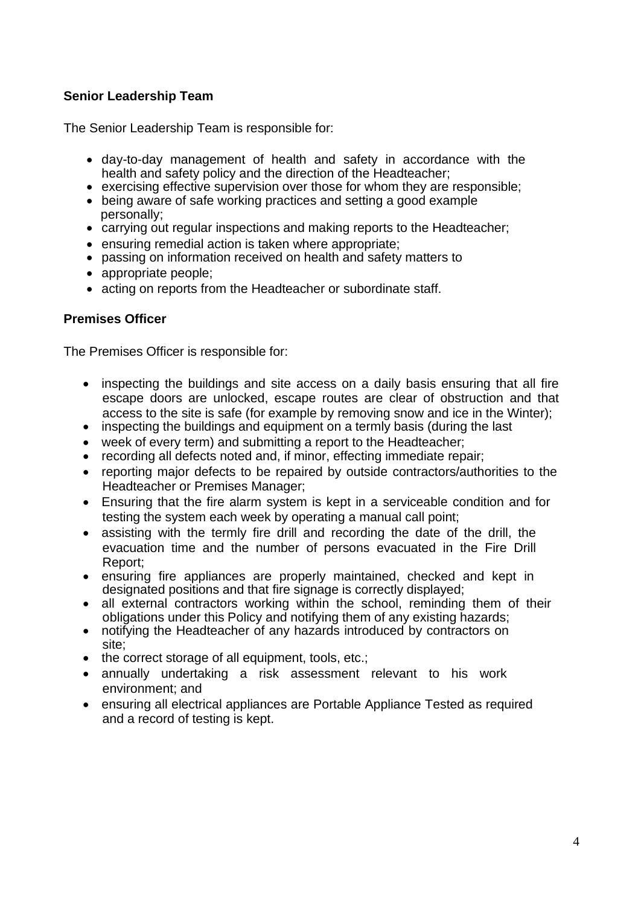**Senior Leadership Team**

The Senior Leadership Team is responsible for:

- day-to-day management of health and safety in accordance with the health and safety policy and the direction of the Headteacher;
- exercising effective supervision over those for whom they are responsible;
- being aware of safe working practices and setting a good example personally;
- carrying out regular inspections and making reports to the Headteacher;
- ensuring remedial action is taken where appropriate;
- passing on information received on health and safety matters to
- appropriate people;
- acting on reports from the Headteacher or subordinate staff.

**Premises Officer**

The Premises Officer is responsible for:

- inspecting the buildings and site access on a daily basis ensuring that all fire escape doors are unlocked, escape routes are clear of obstruction and that access to the site is safe (for example by removing snow and ice in the Winter);
- inspecting the buildings and equipment on a termly basis (during the last
- week of every term) and submitting a report to the Headteacher;
- recording all defects noted and, if minor, effecting immediate repair;
- reporting major defects to be repaired by outside contractors/authorities to the Headteacher or Premises Manager;
- Ensuring that the fire alarm system is kept in a serviceable condition and for testing the system each week by operating a manual call point;
- assisting with the termly fire drill and recording the date of the drill, the evacuation time and the number of persons evacuated in the Fire Drill Report;
- ensuring fire appliances are properly maintained, checked and kept in designated positions and that fire signage is correctly displayed;
- all external contractors working within the school, reminding them of their obligations under this Policy and notifying them of any existing hazards;
- notifying the Headteacher of any hazards introduced by contractors on site;
- the correct storage of all equipment, tools, etc.;
- annually undertaking a risk assessment relevant to his work environment; and
- ensuring all electrical appliances are Portable Appliance Tested as required and a record of testing is kept.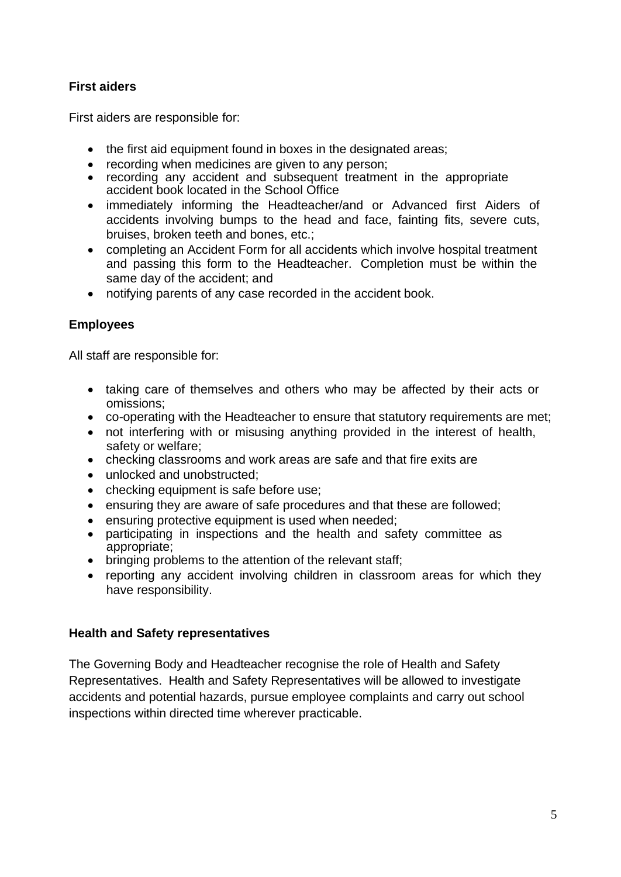**First aiders**

First aiders are responsible for:

- the first aid equipment found in boxes in the designated areas;
- recording when medicines are given to any person;
- recording any accident and subsequent treatment in the appropriate accident book located in the School Office
- immediately informing the Headteacher/and or Advanced first Aiders of accidents involving bumps to the head and face, fainting fits, severe cuts, bruises, broken teeth and bones, etc.;
- completing an Accident Form for all accidents which involve hospital treatment and passing this form to the Headteacher. Completion must be within the same day of the accident; and
- notifying parents of any case recorded in the accident book.

**Employees**

All staff are responsible for:

- taking care of themselves and others who may be affected by their acts or omissions;
- co-operating with the Headteacher to ensure that statutory requirements are met;
- not interfering with or misusing anything provided in the interest of health, safety or welfare;
- checking classrooms and work areas are safe and that fire exits are
- unlocked and unobstructed;
- checking equipment is safe before use;
- ensuring they are aware of safe procedures and that these are followed;
- ensuring protective equipment is used when needed;
- participating in inspections and the health and safety committee as appropriate;
- bringing problems to the attention of the relevant staff;
- reporting any accident involving children in classroom areas for which they have responsibility.

**Health and Safety representatives**

The Governing Body and Headteacher recognise the role of Health and Safety Representatives. Health and Safety Representatives will be allowed to investigate accidents and potential hazards, pursue employee complaints and carry out school inspections within directed time wherever practicable.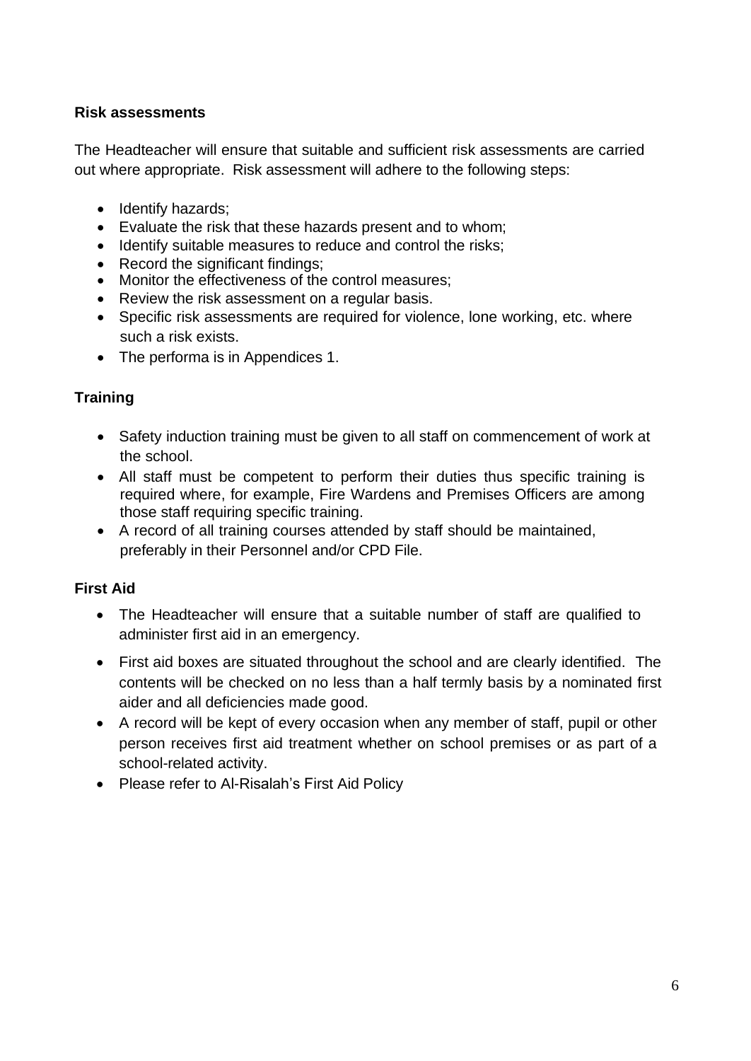**Risk assessments**

The Headteacher will ensure that suitable and sufficient risk assessments are carried out where appropriate. Risk assessment will adhere to the following steps:

- Identify hazards;
- Evaluate the risk that these hazards present and to whom;
- Identify suitable measures to reduce and control the risks;
- Record the significant findings;
- Monitor the effectiveness of the control measures;
- Review the risk assessment on a regular basis.
- Specific risk assessments are required for violence, lone working, etc. where such a risk exists.
- The performa is in Appendices 1.

**Training**

- Safety induction training must be given to all staff on commencement of work at the school.
- All staff must be competent to perform their duties thus specific training is required where, for example, Fire Wardens and Premises Officers are among those staff requiring specific training.
- A record of all training courses attended by staff should be maintained, preferably in their Personnel and/or CPD File.

**First Aid**

- The Headteacher will ensure that a suitable number of staff are qualified to administer first aid in an emergency.
- First aid boxes are situated throughout the school and are clearly identified. The contents will be checked on no less than a half termly basis by a nominated first aider and all deficiencies made good.
- A record will be kept of every occasion when any member of staff, pupil or other person receives first aid treatment whether on school premises or as part of a school-related activity.
- Please refer to Al-Risalah's First Aid Policy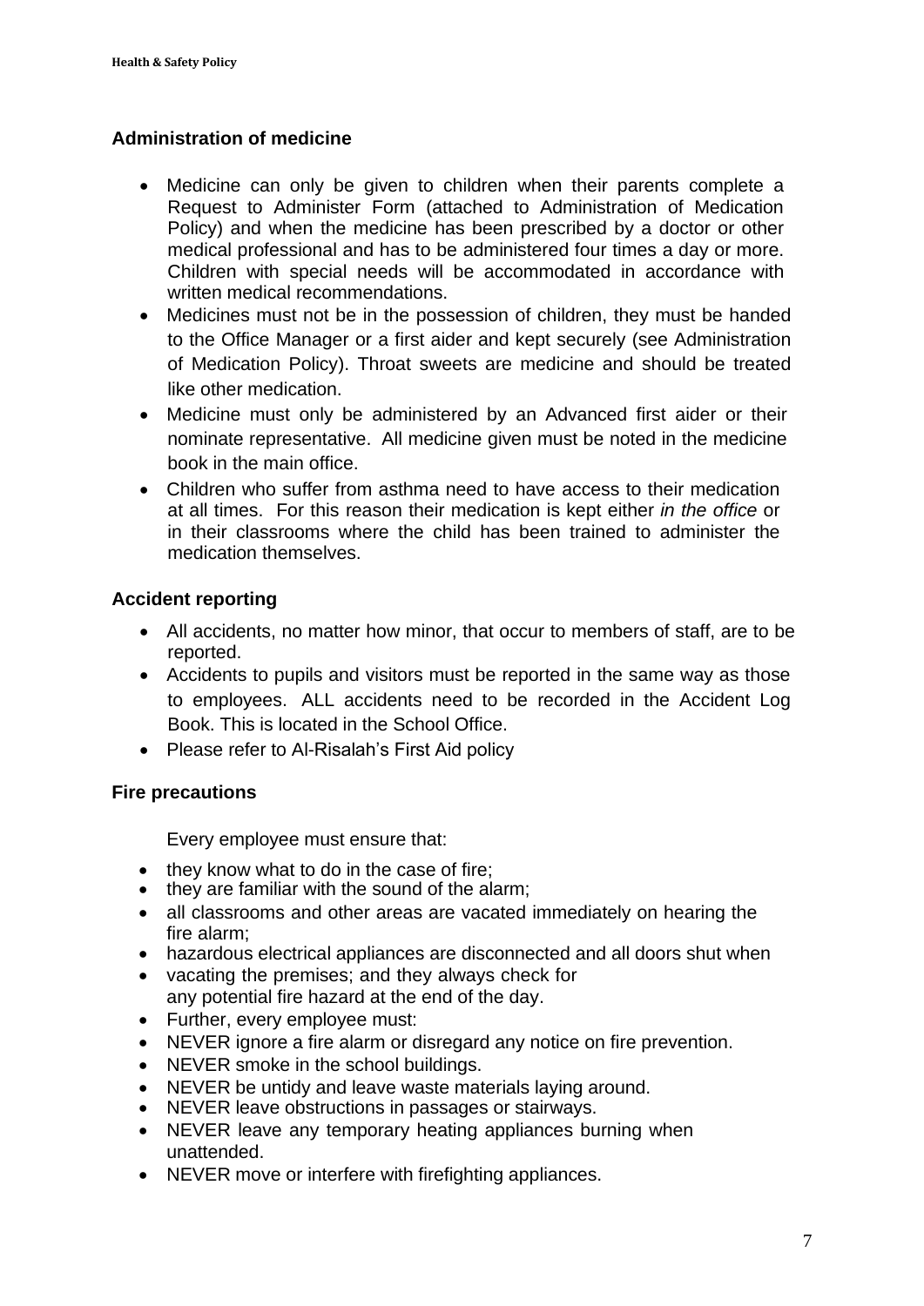## Administration of medicine

- Medicine can only be given to children when their parents complete a Request to Administer Form (attached to Administration of Medication Policy) and when the medicine has been prescribed by a doctor or other medical professional and has to be administered four times a day or more. Children with special needs will be accommodated in accordance with written medical recommendations.
- Medicines must not be in the possession of children, they must be handed to the Office Manager or a first aider and kept securely (see Administration of Medication Policy). Throat sweets are medicine and should be treated like other medication.
- Medicine must only be administered by an Advanced first aider or their nominate representative. All medicine given must be noted in the medicine book in the main office.
- Children who suffer from asthma need to have access to their medication at all times. For this reason their medication is kept either *in the office* or in their classrooms where the child has been trained to administer the medication themselves.

## Accident reporting

- All accidents, no matter how minor, that occur to members of staff, are to be reported.
- Accidents to pupils and visitors must be reported in the same way as those to employees. ALL accidents need to be recorded in the Accident Log Book. This is located in the School Office.
- Please refer to Al-Risalah's First Aid policy

## Fire precautions

Every employee must ensure that:

- they know what to do in the case of fire;
- they are familiar with the sound of the alarm;
- all classrooms and other areas are vacated immediately on hearing the fire alarm;
- hazardous electrical appliances are disconnected and all doors shut when
- vacating the premises; and they always check for any potential fire hazard at the end of the day.
- Further, every employee must:
- NEVER ignore a fire alarm or disregard any notice on fire prevention.
- NEVER smoke in the school buildings.
- NEVER be untidy and leave waste materials laying around.
- NEVER leave obstructions in passages or stairways.
- NEVER leave any temporary heating appliances burning when unattended.
- NEVER move or interfere with firefighting appliances.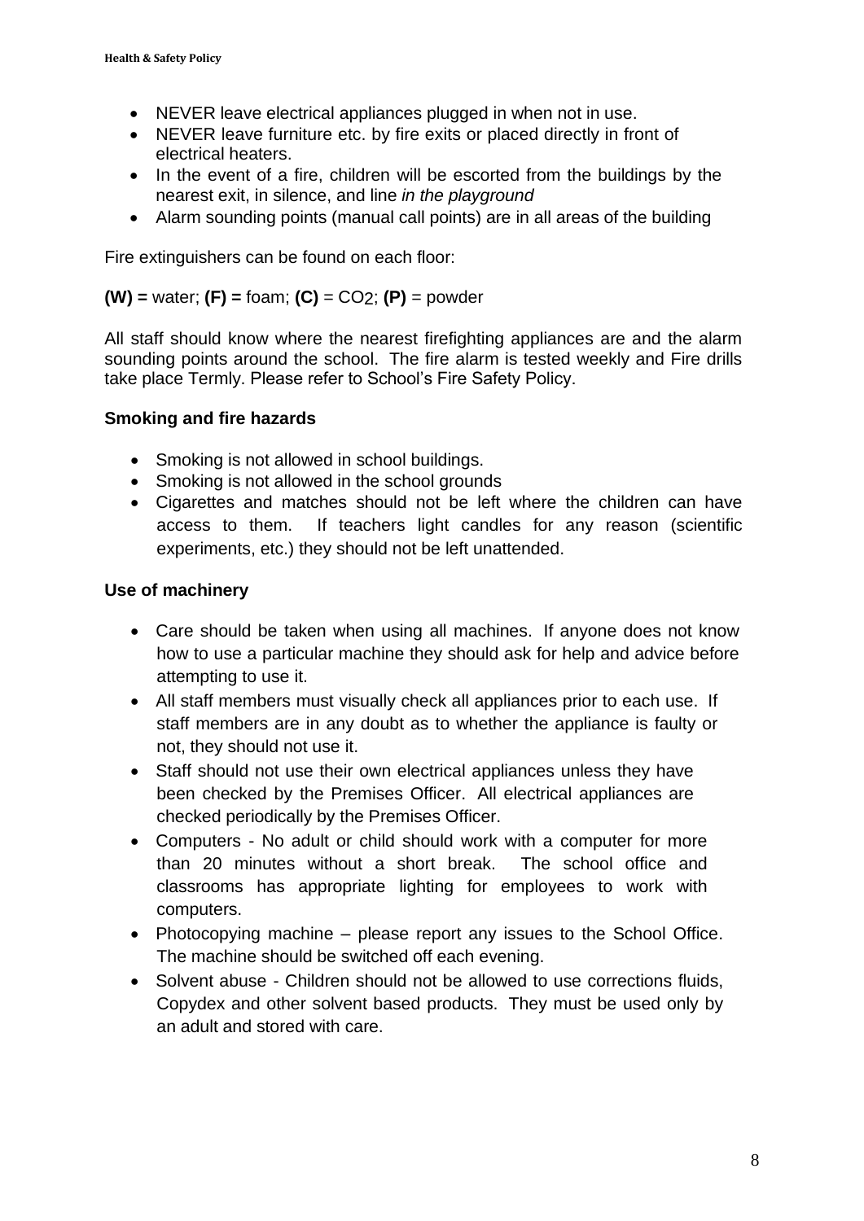- NEVER leave electrical appliances plugged in when not in use.
- NEVER leave furniture etc. by fire exits or placed directly in front of electrical heaters.
- In the event of a fire, children will be escorted from the buildings by the nearest exit, in silence, and line *in the playground*
- Alarm sounding points (manual call points) are in all areas of the building

Fire extinguishers can be found on each floor:

**(W) =** water; **(F) =** foam; **(C)** = $CO_2$; **(P)** = powder

All staff should know where the nearest firefighting appliances are and the alarm sounding points around the school. The fire alarm is tested weekly and Fire drills take place Termly. Please refer to School's Fire Safety Policy.

**Smoking and fire hazards**

- Smoking is not allowed in school buildings.
- Smoking is not allowed in the school grounds
- Cigarettes and matches should not be left where the children can have access to them. If teachers light candles for any reason (scientific experiments, etc.) they should not be left unattended.

**Use of machinery**

- Care should be taken when using all machines. If anyone does not know how to use a particular machine they should ask for help and advice before attempting to use it.
- All staff members must visually check all appliances prior to each use. If staff members are in any doubt as to whether the appliance is faulty or not, they should not use it.
- Staff should not use their own electrical appliances unless they have been checked by the Premises Officer. All electrical appliances are checked periodically by the Premises Officer.
- Computers - No adult or child should work with a computer for more than 20 minutes without a short break. The school office and classrooms has appropriate lighting for employees to work with computers.
- Photocopying machine – please report any issues to the School Office. The machine should be switched off each evening.
- Solvent abuse - Children should not be allowed to use corrections fluids, Copydex and other solvent based products. They must be used only by an adult and stored with care.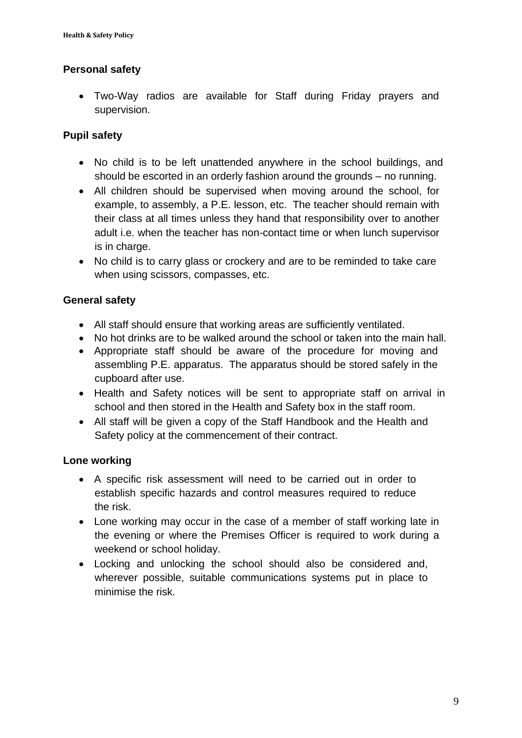### Personal safety

- Two-Way radios are available for Staff during Friday prayers and supervision.

### Pupil safety

- No child is to be left unattended anywhere in the school buildings, and should be escorted in an orderly fashion around the grounds – no running.
- All children should be supervised when moving around the school, for example, to assembly, a P.E. lesson, etc. The teacher should remain with their class at all times unless they hand that responsibility over to another adult i.e. when the teacher has non-contact time or when lunch supervisor is in charge.
- No child is to carry glass or crockery and are to be reminded to take care when using scissors, compasses, etc.

### General safety

- All staff should ensure that working areas are sufficiently ventilated.
- No hot drinks are to be walked around the school or taken into the main hall.
- Appropriate staff should be aware of the procedure for moving and assembling P.E. apparatus. The apparatus should be stored safely in the cupboard after use.
- Health and Safety notices will be sent to appropriate staff on arrival in school and then stored in the Health and Safety box in the staff room.
- All staff will be given a copy of the Staff Handbook and the Health and Safety policy at the commencement of their contract.

### Lone working

- A specific risk assessment will need to be carried out in order to establish specific hazards and control measures required to reduce the risk.
- Lone working may occur in the case of a member of staff working late in the evening or where the Premises Officer is required to work during a weekend or school holiday.
- Locking and unlocking the school should also be considered and, wherever possible, suitable communications systems put in place to minimise the risk.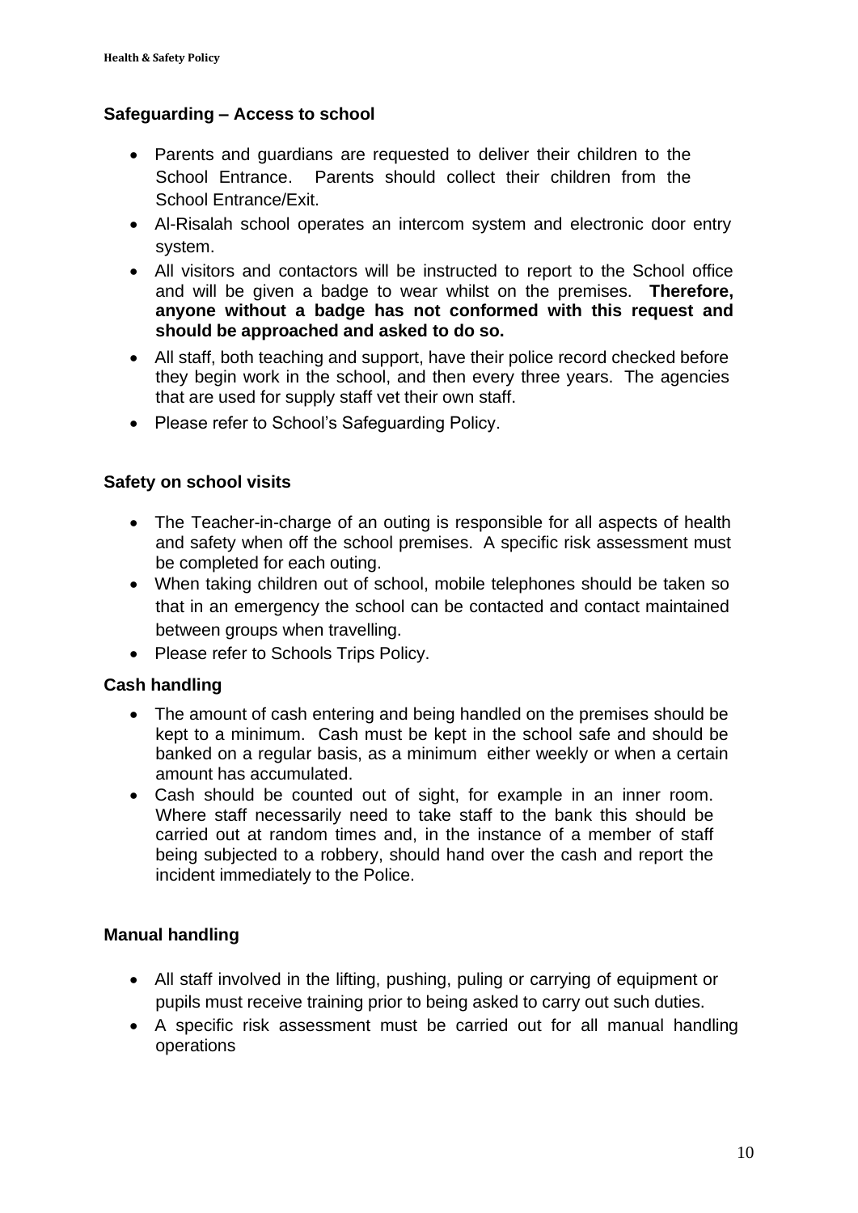## Safeguarding – Access to school

- Parents and guardians are requested to deliver their children to the School Entrance. Parents should collect their children from the School Entrance/Exit.
- Al-Risalah school operates an intercom system and electronic door entry system.
- All visitors and contactors will be instructed to report to the School office and will be given a badge to wear whilst on the premises. **Therefore, anyone without a badge has not conformed with this request and should be approached and asked to do so.**
- All staff, both teaching and support, have their police record checked before they begin work in the school, and then every three years. The agencies that are used for supply staff vet their own staff.
- Please refer to School's Safeguarding Policy.

## Safety on school visits

- The Teacher-in-charge of an outing is responsible for all aspects of health and safety when off the school premises. A specific risk assessment must be completed for each outing.
- When taking children out of school, mobile telephones should be taken so that in an emergency the school can be contacted and contact maintained between groups when travelling.
- Please refer to Schools Trips Policy.

## Cash handling

- The amount of cash entering and being handled on the premises should be kept to a minimum. Cash must be kept in the school safe and should be banked on a regular basis, as a minimum either weekly or when a certain amount has accumulated.
- Cash should be counted out of sight, for example in an inner room. Where staff necessarily need to take staff to the bank this should be carried out at random times and, in the instance of a member of staff being subjected to a robbery, should hand over the cash and report the incident immediately to the Police.

## Manual handling

- All staff involved in the lifting, pushing, puling or carrying of equipment or pupils must receive training prior to being asked to carry out such duties.
- A specific risk assessment must be carried out for all manual handling operations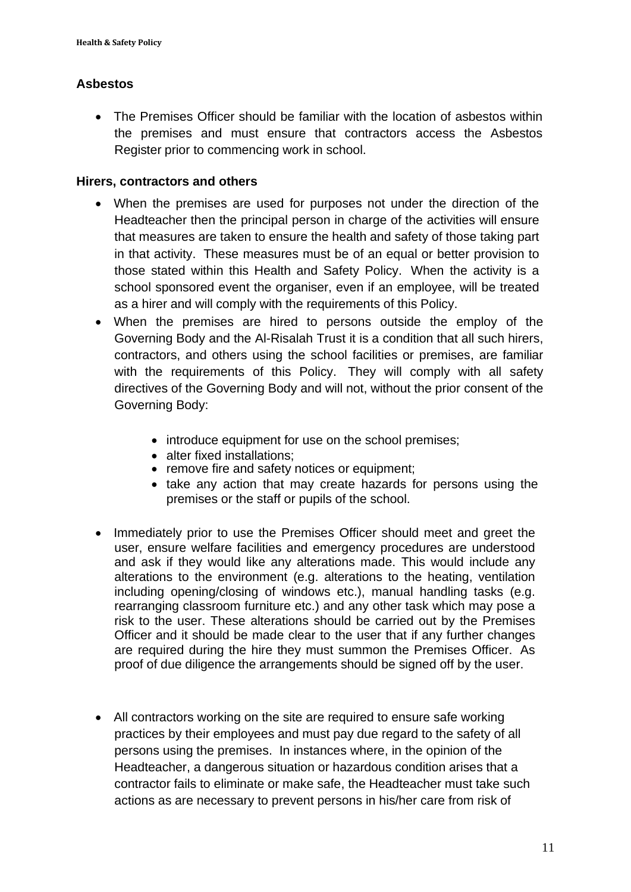## Asbestos

- The Premises Officer should be familiar with the location of asbestos within the premises and must ensure that contractors access the Asbestos Register prior to commencing work in school.

## Hirers, contractors and others

- When the premises are used for purposes not under the direction of the Headteacher then the principal person in charge of the activities will ensure that measures are taken to ensure the health and safety of those taking part in that activity. These measures must be of an equal or better provision to those stated within this Health and Safety Policy. When the activity is a school sponsored event the organiser, even if an employee, will be treated as a hirer and will comply with the requirements of this Policy.
- When the premises are hired to persons outside the employ of the Governing Body and the Al-Risalah Trust it is a condition that all such hirers, contractors, and others using the school facilities or premises, are familiar with the requirements of this Policy. They will comply with all safety directives of the Governing Body and will not, without the prior consent of the Governing Body:
    - introduce equipment for use on the school premises;
    - alter fixed installations;
    - remove fire and safety notices or equipment;
    - take any action that may create hazards for persons using the premises or the staff or pupils of the school.
- Immediately prior to use the Premises Officer should meet and greet the user, ensure welfare facilities and emergency procedures are understood and ask if they would like any alterations made. This would include any alterations to the environment (e.g. alterations to the heating, ventilation including opening/closing of windows etc.), manual handling tasks (e.g. rearranging classroom furniture etc.) and any other task which may pose a risk to the user. These alterations should be carried out by the Premises Officer and it should be made clear to the user that if any further changes are required during the hire they must summon the Premises Officer. As proof of due diligence the arrangements should be signed off by the user.
- All contractors working on the site are required to ensure safe working practices by their employees and must pay due regard to the safety of all persons using the premises. In instances where, in the opinion of the Headteacher, a dangerous situation or hazardous condition arises that a contractor fails to eliminate or make safe, the Headteacher must take such actions as are necessary to prevent persons in his/her care from risk of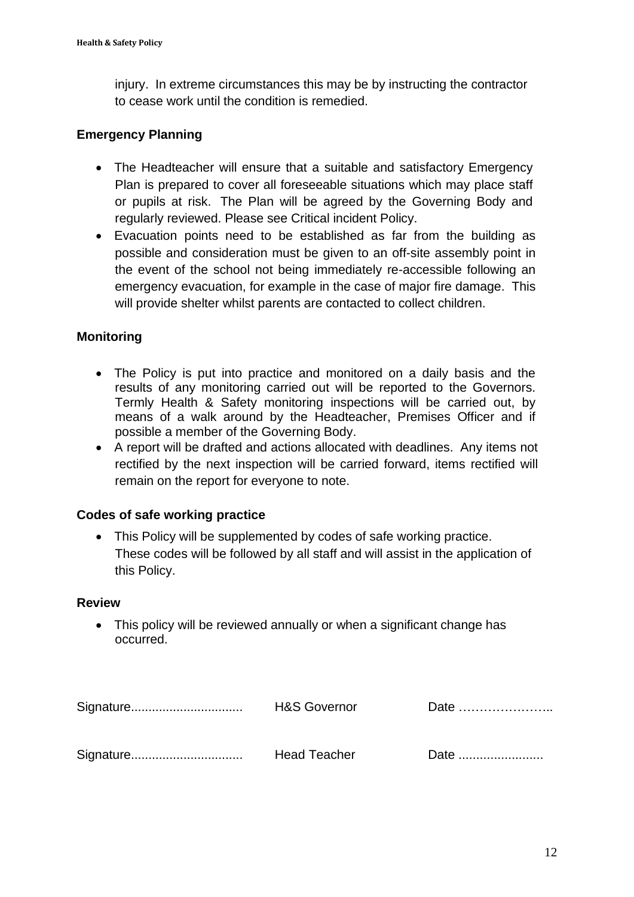injury. In extreme circumstances this may be by instructing the contractor to cease work until the condition is remedied.

**Emergency Planning**

- The Headteacher will ensure that a suitable and satisfactory Emergency Plan is prepared to cover all foreseeable situations which may place staff or pupils at risk. The Plan will be agreed by the Governing Body and regularly reviewed. Please see Critical incident Policy.
- Evacuation points need to be established as far from the building as possible and consideration must be given to an off-site assembly point in the event of the school not being immediately re-accessible following an emergency evacuation, for example in the case of major fire damage. This will provide shelter whilst parents are contacted to collect children.

**Monitoring**

- The Policy is put into practice and monitored on a daily basis and the results of any monitoring carried out will be reported to the Governors. Termly Health & Safety monitoring inspections will be carried out, by means of a walk around by the Headteacher, Premises Officer and if possible a member of the Governing Body.
- A report will be drafted and actions allocated with deadlines. Any items not rectified by the next inspection will be carried forward, items rectified will remain on the report for everyone to note.

**Codes of safe working practice**

- This Policy will be supplemented by codes of safe working practice. These codes will be followed by all staff and will assist in the application of this Policy.

**Review**

- This policy will be reviewed annually or when a significant change has occurred.

Signature................................ H&S Governor Date …………………..

Signature................................ Head Teacher Date ........................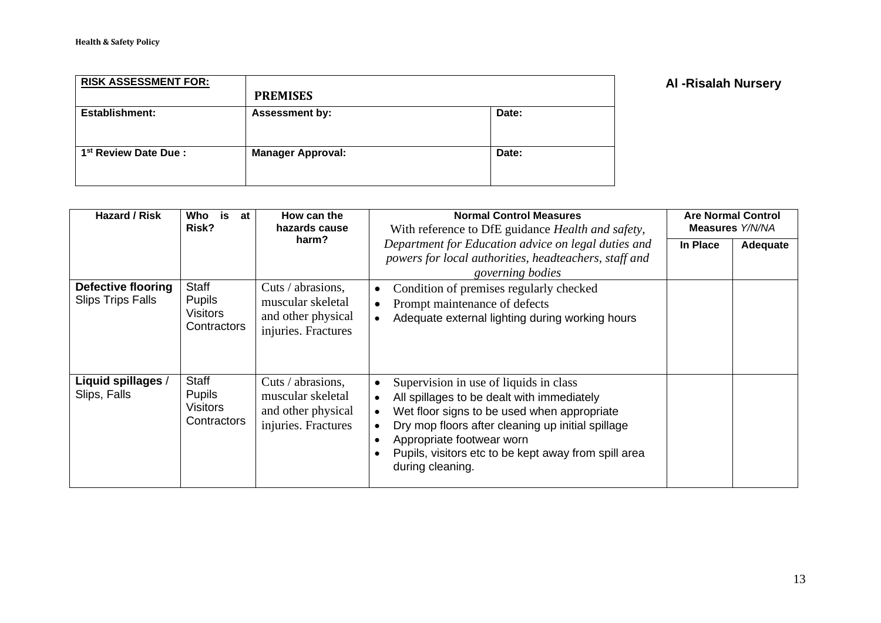**Al -Risalah Nursery**

| **RISK ASSESSMENT FOR:** | **PREMISES** | |
|---|---|---|
| **Establishment:** | **Assessment by:** | **Date:** |
| **1st Review Date Due :** | **Manager Approval:** | **Date:** |

| Hazard / Risk | Who is at Risk? | How can the hazards cause harm? | Normal Control Measures With reference to DfE guidance *Health and safety, Department for Education advice on legal duties and powers for local authorities, headteachers, staff and governing bodies* | Are Normal Control Measures *Y/N/NA* | |
|---|---|---|---|---|---|
| | | | | **In Place** | **Adequate** |
| **Defective flooring** Slips Trips Falls | Staff<br>Pupils<br>Visitors<br>Contractors | Cuts / abrasions, muscular skeletal and other physical injuries. Fractures | • Condition of premises regularly checked<br>• Prompt maintenance of defects<br>• Adequate external lighting during working hours | | |
| **Liquid spillages** / Slips, Falls | Staff<br>Pupils<br>Visitors<br>Contractors | Cuts / abrasions, muscular skeletal and other physical injuries. Fractures | • Supervision in use of liquids in class<br>• All spillages to be dealt with immediately<br>• Wet floor signs to be used when appropriate<br>• Dry mop floors after cleaning up initial spillage<br>• Appropriate footwear worn<br>• Pupils, visitors etc to be kept away from spill area during cleaning. | | |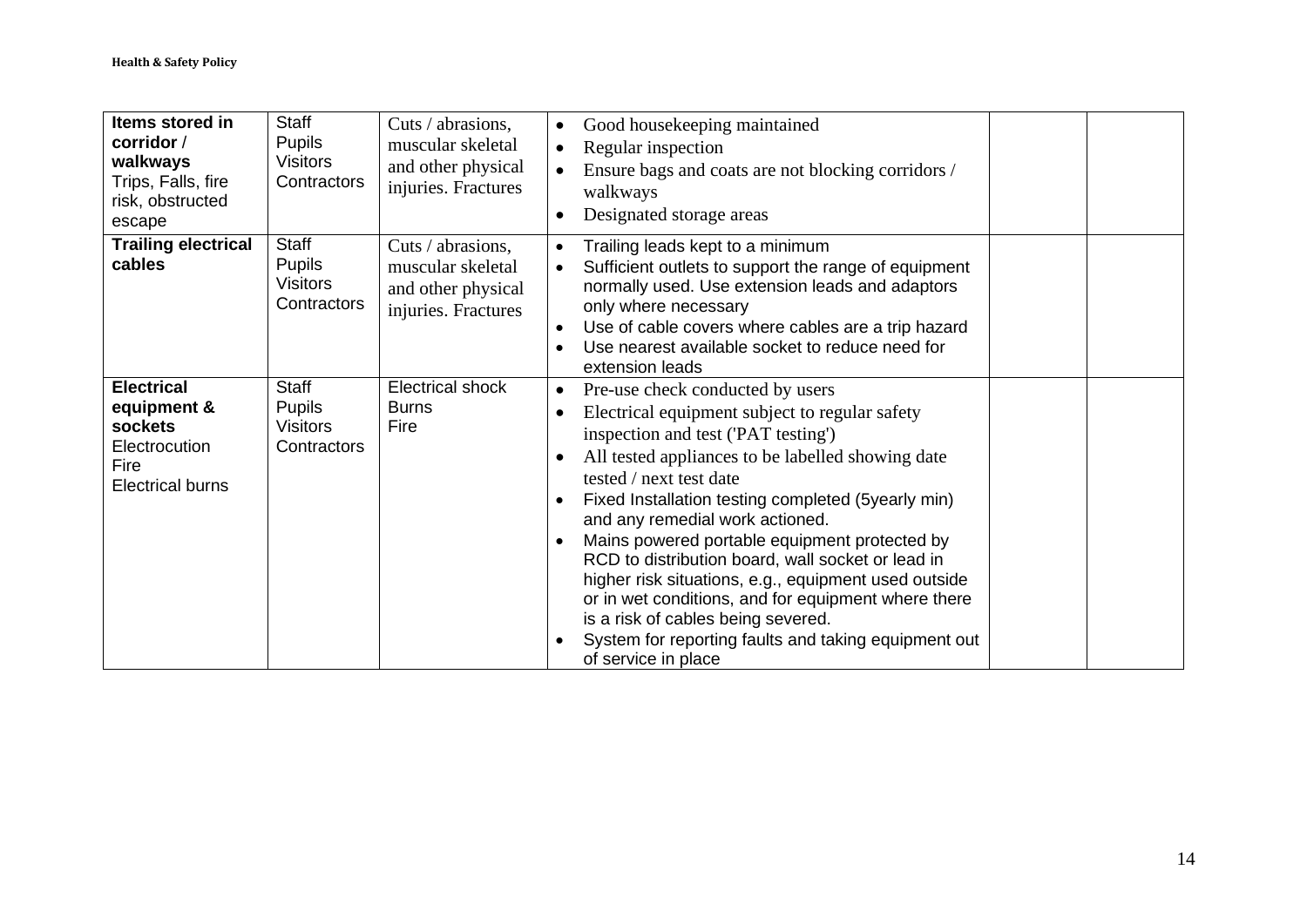| **Items stored in corridor / walkways** Trips, Falls, fire risk, obstructed escape | Staff<br>Pupils<br>Visitors<br>Contractors | Cuts / abrasions, muscular skeletal and other physical injuries. Fractures | • Good housekeeping maintained<br>• Regular inspection<br>• Ensure bags and coats are not blocking corridors / walkways<br>• Designated storage areas | | |
|---|---|---|---|---|---|
| **Trailing electrical cables** | Staff<br>Pupils<br>Visitors<br>Contractors | Cuts / abrasions, muscular skeletal and other physical injuries. Fractures | • Trailing leads kept to a minimum<br>• Sufficient outlets to support the range of equipment normally used. Use extension leads and adaptors only where necessary<br>• Use of cable covers where cables are a trip hazard<br>• Use nearest available socket to reduce need for extension leads | | |
| **Electrical equipment & sockets** Electrocution Fire Electrical burns | Staff<br>Pupils<br>Visitors<br>Contractors | Electrical shock<br>Burns<br>Fire | • Pre-use check conducted by users<br>• Electrical equipment subject to regular safety inspection and test ('PAT testing')<br>• All tested appliances to be labelled showing date tested / next test date<br>• Fixed Installation testing completed (5yearly min) and any remedial work actioned.<br>• Mains powered portable equipment protected by RCD to distribution board, wall socket or lead in higher risk situations, e.g., equipment used outside or in wet conditions, and for equipment where there is a risk of cables being severed.<br>• System for reporting faults and taking equipment out of service in place | | |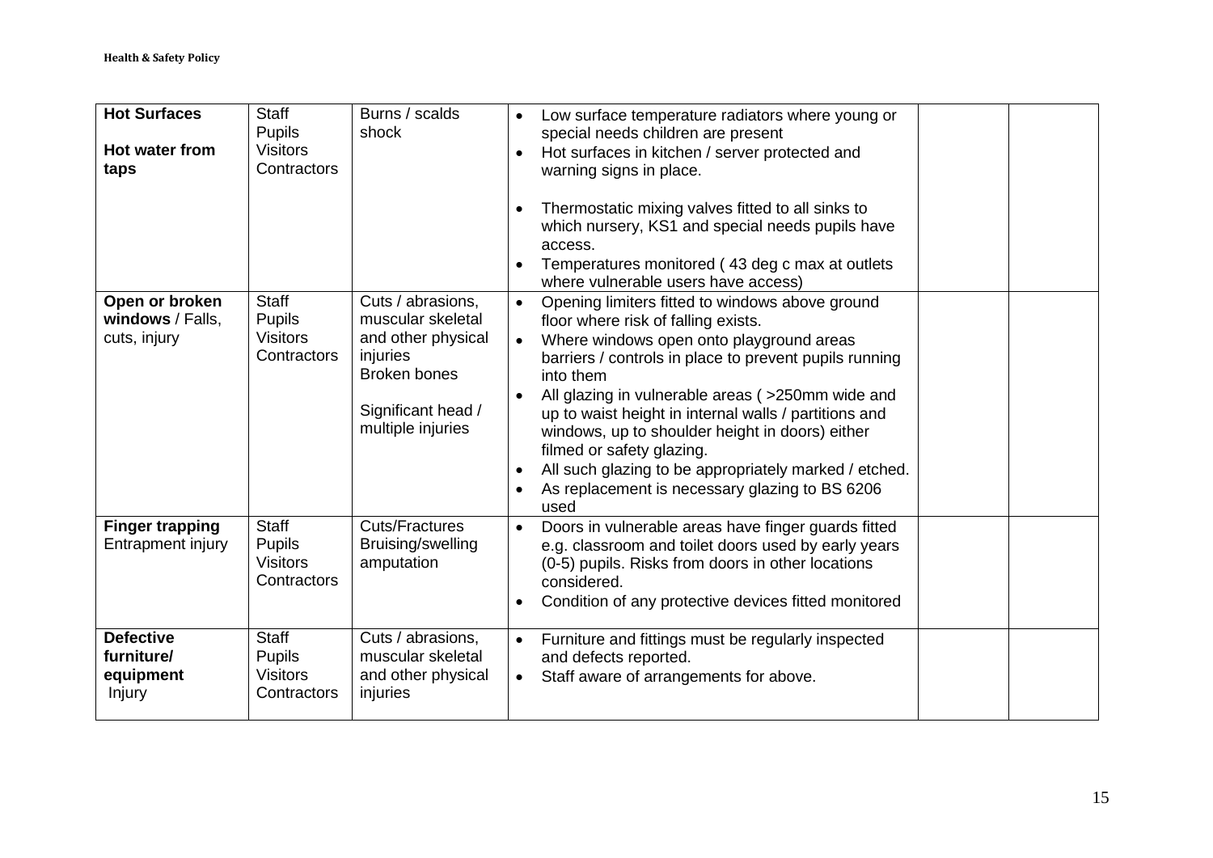| | | | | | |
|---|---|---|---|---|---|
| **Hot Surfaces**<br><br>**Hot water from taps** | Staff<br>Pupils<br>Visitors<br>Contractors | Burns / scalds shock | • Low surface temperature radiators where young or special needs children are present<br>• Hot surfaces in kitchen / server protected and warning signs in place.<br><br>• Thermostatic mixing valves fitted to all sinks to which nursery, KS1 and special needs pupils have access.<br>• Temperatures monitored ( 43 deg c max at outlets where vulnerable users have access) | | |
| **Open or broken windows** / Falls, cuts, injury | Staff<br>Pupils<br>Visitors<br>Contractors | Cuts / abrasions, muscular skeletal and other physical injuries<br>Broken bones<br><br>Significant head / multiple injuries | • Opening limiters fitted to windows above ground floor where risk of falling exists.<br>• Where windows open onto playground areas barriers / controls in place to prevent pupils running into them<br>• All glazing in vulnerable areas ( >250mm wide and up to waist height in internal walls / partitions and windows, up to shoulder height in doors) either filmed or safety glazing.<br>• All such glazing to be appropriately marked / etched.<br>• As replacement is necessary glazing to BS 6206 used | | |
| **Finger trapping** Entrapment injury | Staff<br>Pupils<br>Visitors<br>Contractors | Cuts/Fractures<br>Bruising/swelling<br>amputation | • Doors in vulnerable areas have finger guards fitted e.g. classroom and toilet doors used by early years (0-5) pupils. Risks from doors in other locations considered.<br>• Condition of any protective devices fitted monitored | | |
| **Defective furniture/ equipment**<br>Injury | Staff<br>Pupils<br>Visitors<br>Contractors | Cuts / abrasions, muscular skeletal and other physical injuries | • Furniture and fittings must be regularly inspected and defects reported.<br>• Staff aware of arrangements for above. | | |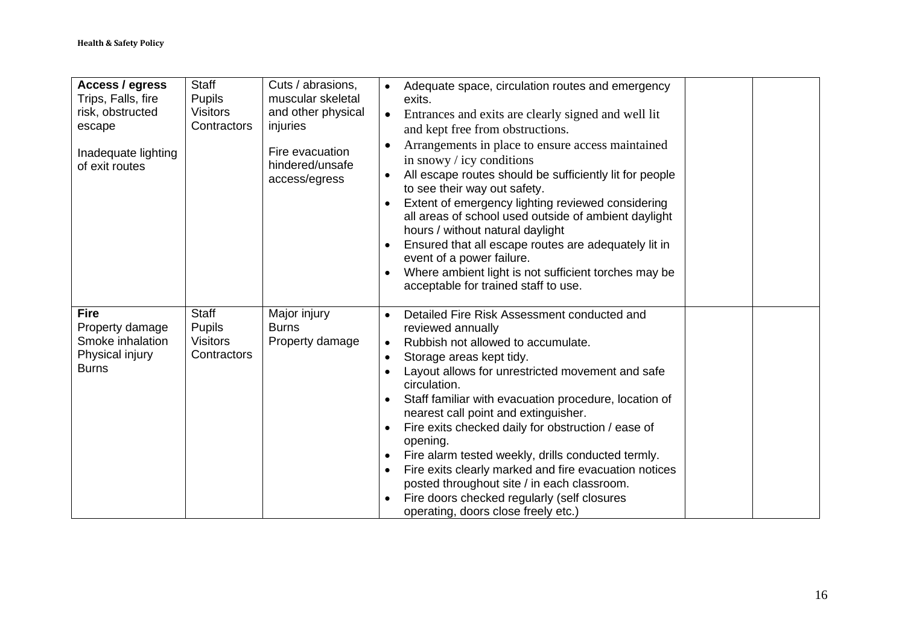| **Access / egress** Trips, Falls, fire risk, obstructed escape<br><br>Inadequate lighting of exit routes | Staff<br>Pupils<br>Visitors<br>Contractors | Cuts / abrasions, muscular skeletal and other physical injuries<br><br>Fire evacuation hindered/unsafe access/egress | • Adequate space, circulation routes and emergency exits.<br>• Entrances and exits are clearly signed and well lit and kept free from obstructions.<br>• Arrangements in place to ensure access maintained in snowy / icy conditions<br>• All escape routes should be sufficiently lit for people to see their way out safety.<br>• Extent of emergency lighting reviewed considering all areas of school used outside of ambient daylight hours / without natural daylight<br>• Ensured that all escape routes are adequately lit in event of a power failure.<br>• Where ambient light is not sufficient torches may be acceptable for trained staff to use. | | |
|---|---|---|---|---|---|
| **Fire** Property damage<br>Smoke inhalation<br>Physical injury<br>Burns | Staff<br>Pupils<br>Visitors<br>Contractors | Major injury<br>Burns<br>Property damage | • Detailed Fire Risk Assessment conducted and reviewed annually<br>• Rubbish not allowed to accumulate.<br>• Storage areas kept tidy.<br>• Layout allows for unrestricted movement and safe circulation.<br>• Staff familiar with evacuation procedure, location of nearest call point and extinguisher.<br>• Fire exits checked daily for obstruction / ease of opening.<br>• Fire alarm tested weekly, drills conducted termly.<br>• Fire exits clearly marked and fire evacuation notices posted throughout site / in each classroom.<br>• Fire doors checked regularly (self closures operating, doors close freely etc.) | | |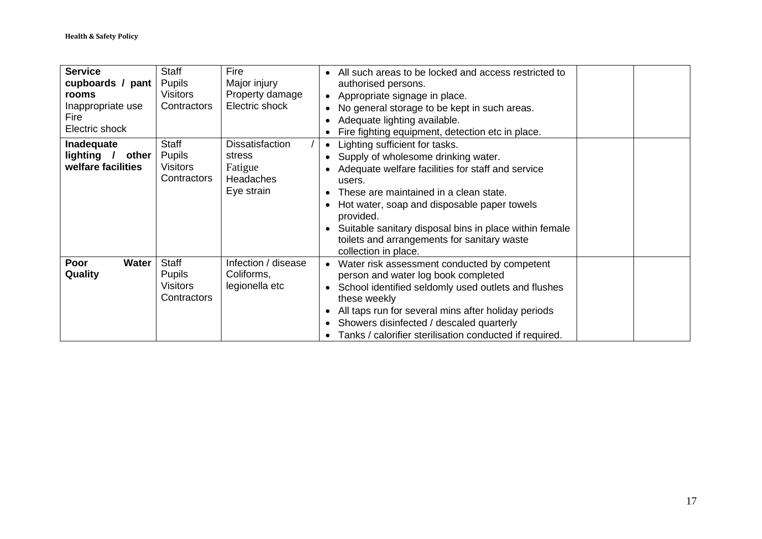| | | | | | |
|---|---|---|---|---|---|
| **Service cupboards / pant rooms**<br>Inappropriate use<br>Fire<br>Electric shock | Staff<br>Pupils<br>Visitors<br>Contractors | Fire<br>Major injury<br>Property damage<br>Electric shock | • All such areas to be locked and access restricted to authorised persons.<br>• Appropriate signage in place.<br>• No general storage to be kept in such areas.<br>• Adequate lighting available.<br>• Fire fighting equipment, detection etc in place. | | |
| **Inadequate lighting / other welfare facilities** | Staff<br>Pupils<br>Visitors<br>Contractors | Dissatisfaction / stress<br>Fatigue<br>Headaches<br>Eye strain | • Lighting sufficient for tasks.<br>• Supply of wholesome drinking water.<br>• Adequate welfare facilities for staff and service users.<br>• These are maintained in a clean state.<br>• Hot water, soap and disposable paper towels provided.<br>• Suitable sanitary disposal bins in place within female toilets and arrangements for sanitary waste collection in place. | | |
| **Poor Water Quality** | Staff<br>Pupils<br>Visitors<br>Contractors | Infection / disease<br>Coliforms, legionella etc | • Water risk assessment conducted by competent person and water log book completed<br>• School identified seldomly used outlets and flushes these weekly<br>• All taps run for several mins after holiday periods<br>• Showers disinfected / descaled quarterly<br>• Tanks / calorifier sterilisation conducted if required. | | |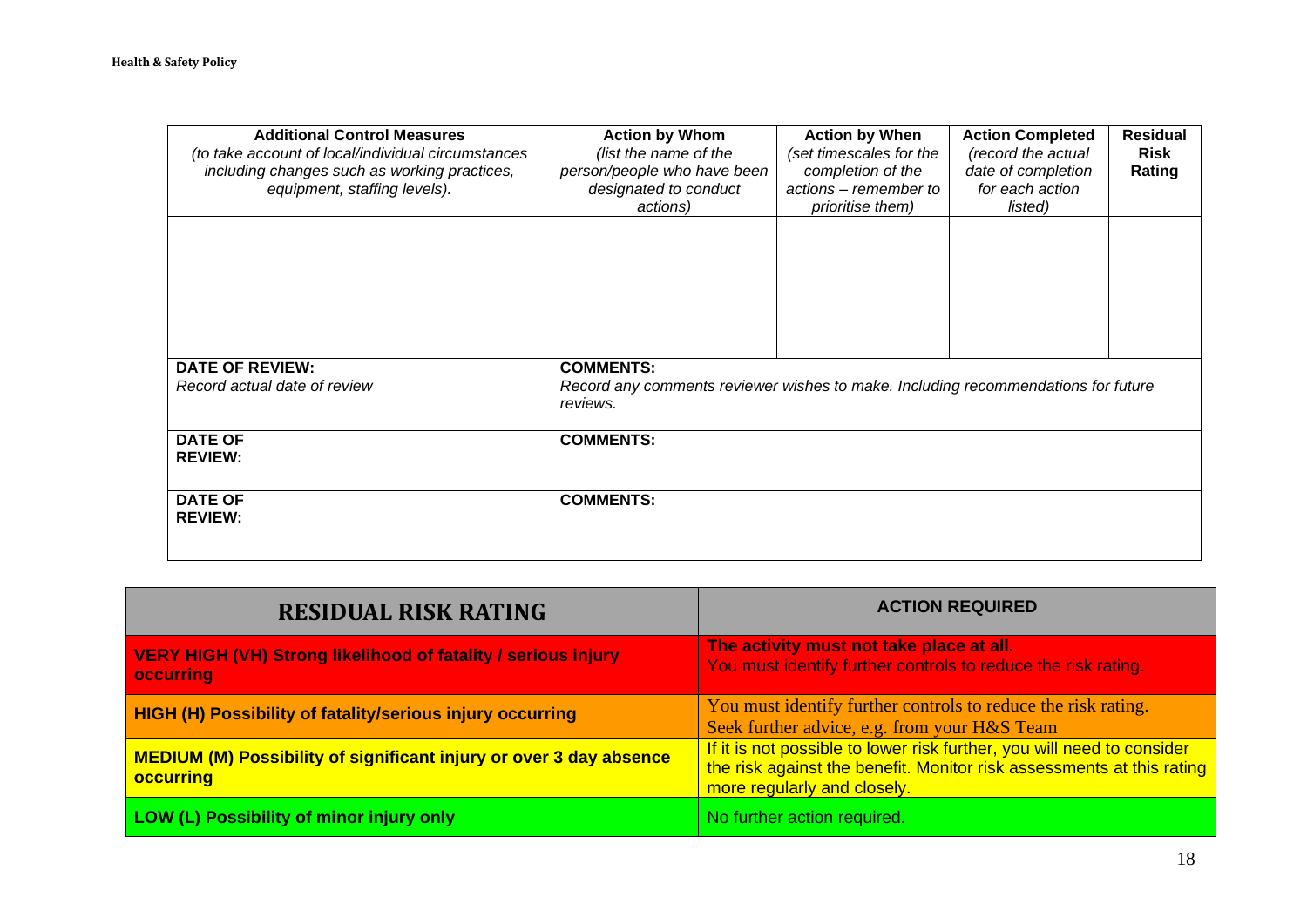| **Additional Control Measures** *(to take account of local/individual circumstances including changes such as working practices, equipment, staffing levels).* | **Action by Whom** *(list the name of the person/people who have been designated to conduct actions)* | **Action by When** *(set timescales for the completion of the actions – remember to prioritise them)* | **Action Completed** *(record the actual date of completion for each action listed)* | **Residual Risk Rating** |
|---|---|---|---|---|
| | | | | |
| **DATE OF REVIEW:** *Record actual date of review* | **COMMENTS:** *Record any comments reviewer wishes to make. Including recommendations for future reviews.* | | | |
| **DATE OF REVIEW:** | **COMMENTS:** | | | |
| **DATE OF REVIEW:** | **COMMENTS:** | | | |

| **RESIDUAL RISK RATING** | **ACTION REQUIRED** |
|---|---|
| **VERY HIGH (VH) Strong likelihood of fatality / serious injury occurring** | **The activity must not take place at all.** You must identify further controls to reduce the risk rating. |
| **HIGH (H) Possibility of fatality/serious injury occurring** | You must identify further controls to reduce the risk rating. Seek further advice, e.g. from your H&S Team |
| **MEDIUM (M) Possibility of significant injury or over 3 day absence occurring** | If it is not possible to lower risk further, you will need to consider the risk against the benefit. Monitor risk assessments at this rating more regularly and closely. |
| **LOW (L) Possibility of minor injury only** | No further action required. |